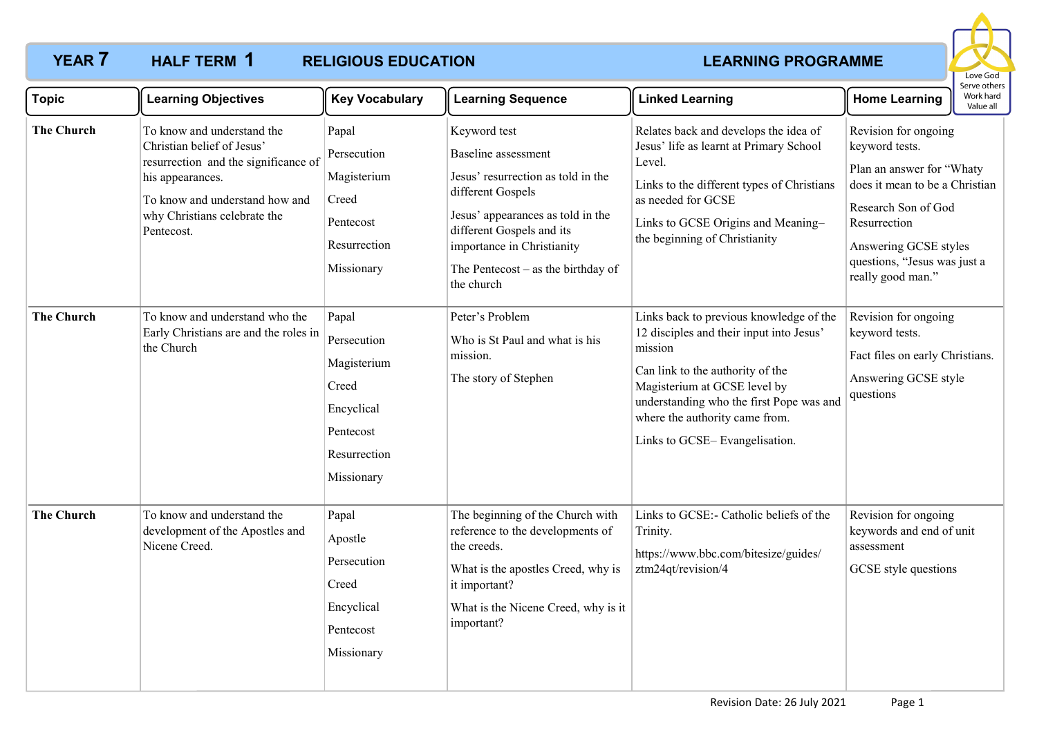# YEAR 7 HALF TERM 1 RELIGIOUS EDUCATION LEARNING PROGRAMME

Love God
Serve others
Work hard
Value all

| Topic | Learning Objectives | Key Vocabulary | Learning Sequence | Linked Learning | Home Learning |
|---|---|---|---|---|---|
| **The Church** | To know and understand the Christian belief of Jesus' resurrection and the significance of his appearances.<br><br>To know and understand how and why Christians celebrate the Pentecost. | Papal<br>Persecution<br>Magisterium<br>Creed<br>Pentecost<br>Resurrection<br>Missionary | Keyword test<br><br>Baseline assessment<br><br>Jesus' resurrection as told in the different Gospels<br><br>Jesus' appearances as told in the different Gospels and its importance in Christianity<br><br>The Pentecost – as the birthday of the church | Relates back and develops the idea of Jesus' life as learnt at Primary School Level.<br><br>Links to the different types of Christians as needed for GCSE<br><br>Links to GCSE Origins and Meaning– the beginning of Christianity | Revision for ongoing keyword tests.<br><br>Plan an answer for "Whaty does it mean to be a Christian<br><br>Research Son of God Resurrection<br><br>Answering GCSE styles questions, "Jesus was just a really good man." |
| **The Church** | To know and understand who the Early Christians are and the roles in the Church | Papal<br>Persecution<br>Magisterium<br>Creed<br>Encyclical<br>Pentecost<br>Resurrection<br>Missionary | Peter's Problem<br><br>Who is St Paul and what is his mission.<br><br>The story of Stephen | Links back to previous knowledge of the 12 disciples and their input into Jesus' mission<br><br>Can link to the authority of the Magisterium at GCSE level by understanding who the first Pope was and where the authority came from.<br><br>Links to GCSE– Evangelisation. | Revision for ongoing keyword tests.<br><br>Fact files on early Christians.<br><br>Answering GCSE style questions |
| **The Church** | To know and understand the development of the Apostles and Nicene Creed. | Papal<br>Apostle<br>Persecution<br>Creed<br>Encyclical<br>Pentecost<br>Missionary | The beginning of the Church with reference to the developments of the creeds.<br><br>What is the apostles Creed, why is it important?<br><br>What is the Nicene Creed, why is it important? | Links to GCSE:- Catholic beliefs of the Trinity.<br><br>https://www.bbc.com/bitesize/guides/ztm24qt/revision/4 | Revision for ongoing keywords and end of unit assessment<br><br>GCSE style questions |

Revision Date: 26 July 2021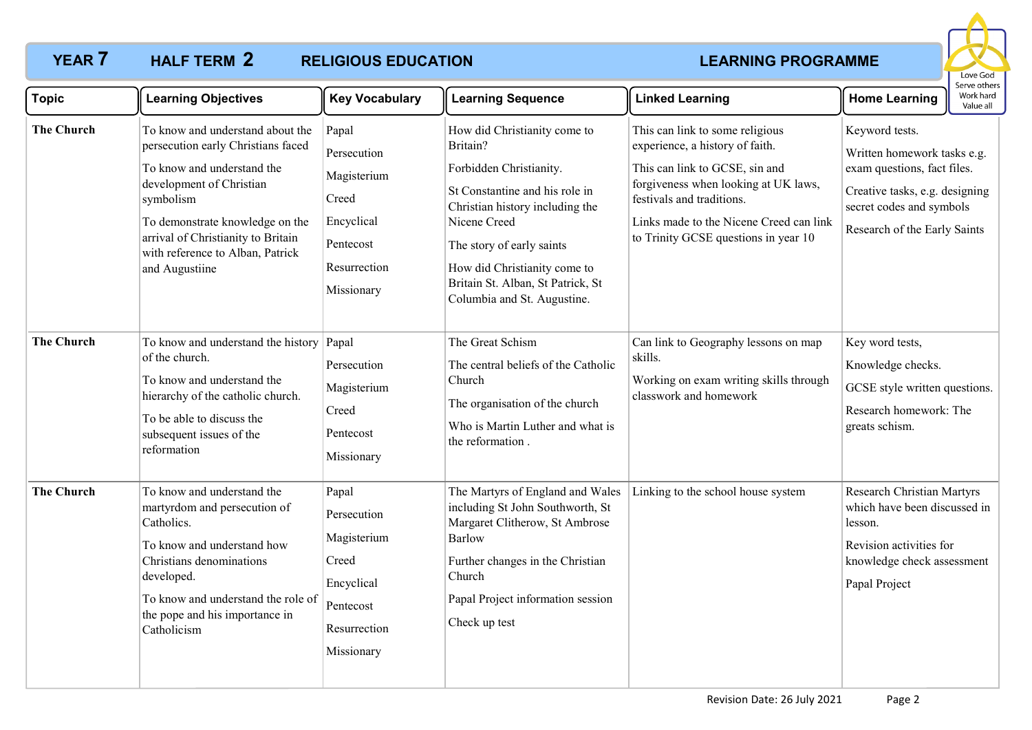# YEAR 7 HALF TERM 2 RELIGIOUS EDUCATION LEARNING PROGRAMME

Love God
Serve others
Work hard
Value all

| Topic | Learning Objectives | Key Vocabulary | Learning Sequence | Linked Learning | Home Learning |
|---|---|---|---|---|---|
| **The Church** | To know and understand about the persecution early Christians faced<br>To know and understand the development of Christian symbolism<br>To demonstrate knowledge on the arrival of Christianity to Britain with reference to Alban, Patrick and Augustiine | Papal<br>Persecution<br>Magisterium<br>Creed<br>Encyclical<br>Pentecost<br>Resurrection<br>Missionary | How did Christianity come to Britain?<br>Forbidden Christianity.<br>St Constantine and his role in Christian history including the Nicene Creed<br>The story of early saints<br>How did Christianity come to Britain St. Alban, St Patrick, St Columbia and St. Augustine. | This can link to some religious experience, a history of faith.<br>This can link to GCSE, sin and forgiveness when looking at UK laws, festivals and traditions.<br>Links made to the Nicene Creed can link to Trinity GCSE questions in year 10 | Keyword tests.<br>Written homework tasks e.g. exam questions, fact files.<br>Creative tasks, e.g. designing secret codes and symbols<br>Research of the Early Saints |
| **The Church** | To know and understand the history of the church.<br>To know and understand the hierarchy of the catholic church.<br>To be able to discuss the subsequent issues of the reformation | Papal<br>Persecution<br>Magisterium<br>Creed<br>Pentecost<br>Missionary | The Great Schism<br>The central beliefs of the Catholic Church<br>The organisation of the church<br>Who is Martin Luther and what is the reformation . | Can link to Geography lessons on map skills.<br>Working on exam writing skills through classwork and homework | Key word tests,<br>Knowledge checks.<br>GCSE style written questions.<br>Research homework: The greats schism. |
| **The Church** | To know and understand the martyrdom and persecution of Catholics.<br>To know and understand how Christians denominations developed.<br>To know and understand the role of the pope and his importance in Catholicism | Papal<br>Persecution<br>Magisterium<br>Creed<br>Encyclical<br>Pentecost<br>Resurrection<br>Missionary | The Martyrs of England and Wales including St John Southworth, St Margaret Clitherow, St Ambrose Barlow<br>Further changes in the Christian Church<br>Papal Project information session<br>Check up test | Linking to the school house system | Research Christian Martyrs which have been discussed in lesson.<br>Revision activities for knowledge check assessment<br>Papal Project |

Revision Date: 26 July 2021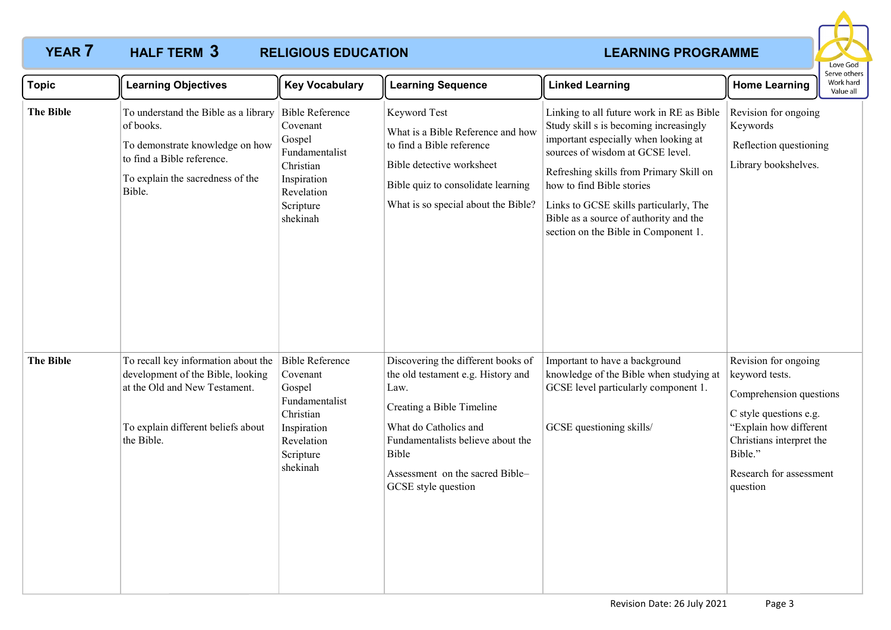**YEAR 7 HALF TERM 3 RELIGIOUS EDUCATION LEARNING PROGRAMME**

Love God
Serve others
Work hard
Value all

| Topic | Learning Objectives | Key Vocabulary | Learning Sequence | Linked Learning | Home Learning |
|---|---|---|---|---|---|
| **The Bible** | To understand the Bible as a library of books.<br><br>To demonstrate knowledge on how to find a Bible reference.<br><br>To explain the sacredness of the Bible. | Bible Reference<br>Covenant<br>Gospel<br>Fundamentalist<br>Christian<br>Inspiration<br>Revelation<br>Scripture<br>shekinah | Keyword Test<br><br>What is a Bible Reference and how to find a Bible reference<br><br>Bible detective worksheet<br><br>Bible quiz to consolidate learning<br><br>What is so special about the Bible? | Linking to all future work in RE as Bible Study skill s is becoming increasingly important especially when looking at sources of wisdom at GCSE level.<br><br>Refreshing skills from Primary Skill on how to find Bible stories<br><br>Links to GCSE skills particularly, The Bible as a source of authority and the section on the Bible in Component 1. | Revision for ongoing Keywords<br><br>Reflection questioning<br><br>Library bookshelves. |
| **The Bible** | To recall key information about the development of the Bible, looking at the Old and New Testament.<br><br>To explain different beliefs about the Bible. | Bible Reference<br>Covenant<br>Gospel<br>Fundamentalist<br>Christian<br>Inspiration<br>Revelation<br>Scripture<br>shekinah | Discovering the different books of the old testament e.g. History and Law.<br><br>Creating a Bible Timeline<br><br>What do Catholics and Fundamentalists believe about the Bible<br><br>Assessment on the sacred Bible– GCSE style question | Important to have a background knowledge of the Bible when studying at GCSE level particularly component 1.<br><br>GCSE questioning skills/ | Revision for ongoing keyword tests.<br><br>Comprehension questions<br><br>C style questions e.g. "Explain how different Christians interpret the Bible."<br><br>Research for assessment question |

Revision Date: 26 July 2021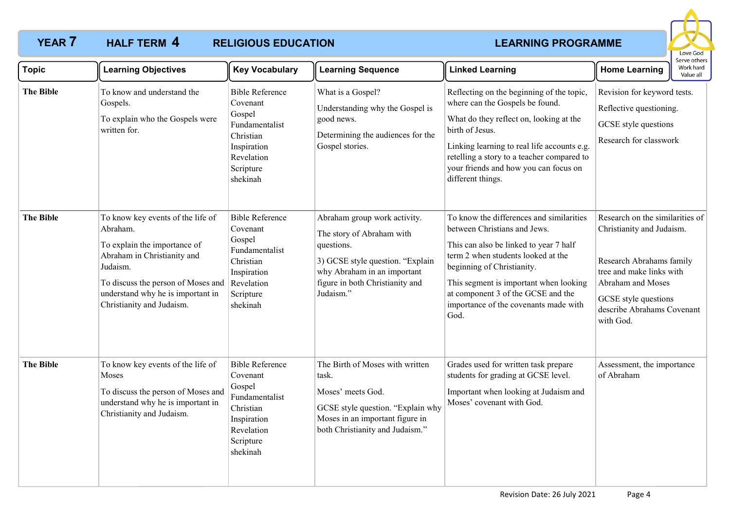# YEAR 7 HALF TERM 4 RELIGIOUS EDUCATION LEARNING PROGRAMME

Love God
Serve others
Work hard
Value all

| Topic | Learning Objectives | Key Vocabulary | Learning Sequence | Linked Learning | Home Learning |
|---|---|---|---|---|---|
| **The Bible** | To know and understand the Gospels.<br><br>To explain who the Gospels were written for. | Bible Reference<br>Covenant<br>Gospel<br>Fundamentalist<br>Christian<br>Inspiration<br>Revelation<br>Scripture<br>shekinah | What is a Gospel?<br><br>Understanding why the Gospel is good news.<br><br>Determining the audiences for the Gospel stories. | Reflecting on the beginning of the topic, where can the Gospels be found.<br><br>What do they reflect on, looking at the birth of Jesus.<br><br>Linking learning to real life accounts e.g. retelling a story to a teacher compared to your friends and how you can focus on different things. | Revision for keyword tests.<br><br>Reflective questioning.<br><br>GCSE style questions<br><br>Research for classwork |
| **The Bible** | To know key events of the life of Abraham.<br><br>To explain the importance of Abraham in Christianity and Judaism.<br><br>To discuss the person of Moses and understand why he is important in Christianity and Judaism. | Bible Reference<br>Covenant<br>Gospel<br>Fundamentalist<br>Christian<br>Inspiration<br>Revelation<br>Scripture<br>shekinah | Abraham group work activity.<br><br>The story of Abraham with questions.<br><br>3) GCSE style question. "Explain why Abraham in an important figure in both Christianity and Judaism." | To know the differences and similarities between Christians and Jews.<br><br>This can also be linked to year 7 half term 2 when students looked at the beginning of Christianity.<br><br>This segment is important when looking at component 3 of the GCSE and the importance of the covenants made with God. | Research on the similarities of Christianity and Judaism.<br><br>Research Abrahams family tree and make links with Abraham and Moses<br><br>GCSE style questions describe Abrahams Covenant with God. |
| **The Bible** | To know key events of the life of Moses<br><br>To discuss the person of Moses and understand why he is important in Christianity and Judaism. | Bible Reference<br>Covenant<br>Gospel<br>Fundamentalist<br>Christian<br>Inspiration<br>Revelation<br>Scripture<br>shekinah | The Birth of Moses with written task.<br><br>Moses' meets God.<br><br>GCSE style question. "Explain why Moses in an important figure in both Christianity and Judaism." | Grades used for written task prepare students for grading at GCSE level.<br><br>Important when looking at Judaism and Moses' covenant with God. | Assessment, the importance of Abraham |

Revision Date: 26 July 2021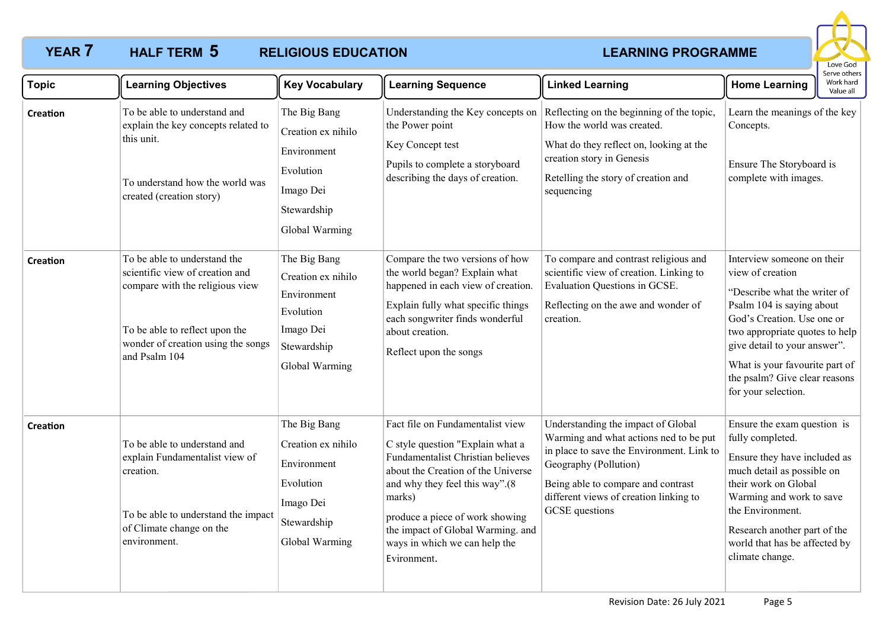# YEAR 7 HALF TERM 5 RELIGIOUS EDUCATION LEARNING PROGRAMME

Love God
Serve others
Work hard
Value all

| Topic | Learning Objectives | Key Vocabulary | Learning Sequence | Linked Learning | Home Learning |
|---|---|---|---|---|---|
| **Creation** | To be able to understand and explain the key concepts related to this unit.<br><br>To understand how the world was created (creation story) | The Big Bang<br>Creation ex nihilo<br>Environment<br>Evolution<br>Imago Dei<br>Stewardship<br>Global Warming | Understanding the Key concepts on the Power point<br><br>Key Concept test<br><br>Pupils to complete a storyboard describing the days of creation. | Reflecting on the beginning of the topic, How the world was created.<br><br>What do they reflect on, looking at the creation story in Genesis<br><br>Retelling the story of creation and sequencing | Learn the meanings of the key Concepts.<br><br>Ensure The Storyboard is complete with images. |
| **Creation** | To be able to understand the scientific view of creation and compare with the religious view<br><br>To be able to reflect upon the wonder of creation using the songs and Psalm 104 | The Big Bang<br>Creation ex nihilo<br>Environment<br>Evolution<br>Imago Dei<br>Stewardship<br>Global Warming | Compare the two versions of how the world began? Explain what happened in each view of creation.<br><br>Explain fully what specific things each songwriter finds wonderful about creation.<br><br>Reflect upon the songs | To compare and contrast religious and scientific view of creation. Linking to Evaluation Questions in GCSE.<br><br>Reflecting on the awe and wonder of creation. | Interview someone on their view of creation<br><br>"Describe what the writer of Psalm 104 is saying about God's Creation. Use one or two appropriate quotes to help give detail to your answer".<br><br>What is your favourite part of the psalm? Give clear reasons for your selection. |
| **Creation** | To be able to understand and explain Fundamentalist view of creation.<br><br>To be able to understand the impact of Climate change on the environment. | The Big Bang<br>Creation ex nihilo<br>Environment<br>Evolution<br>Imago Dei<br>Stewardship<br>Global Warming | Fact file on Fundamentalist view<br><br>C style question "Explain what a Fundamentalist Christian believes about the Creation of the Universe and why they feel this way".(8 marks)<br><br>produce a piece of work showing the impact of Global Warming. and ways in which we can help the Evironment. | Understanding the impact of Global Warming and what actions ned to be put in place to save the Environment. Link to Geography (Pollution)<br><br>Being able to compare and contrast different views of creation linking to GCSE questions | Ensure the exam question is fully completed.<br><br>Ensure they have included as much detail as possible on their work on Global Warming and work to save the Environment.<br><br>Research another part of the world that has be affected by climate change. |

Revision Date: 26 July 2021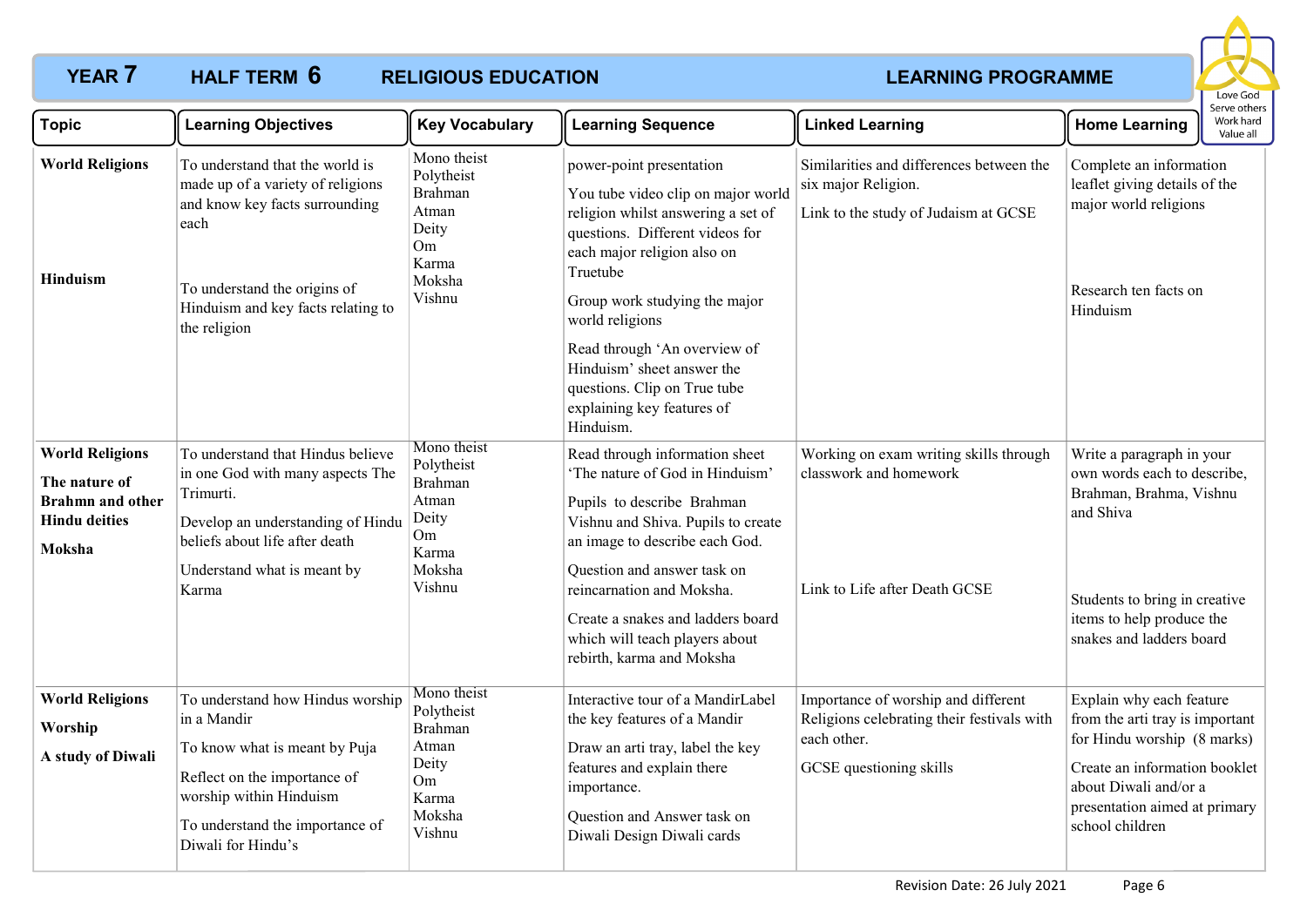# YEAR 7 HALF TERM 6 RELIGIOUS EDUCATION LEARNING PROGRAMME

Love God
Serve others
Work hard
Value all

| Topic | Learning Objectives | Key Vocabulary | Learning Sequence | Linked Learning | Home Learning |
|---|---|---|---|---|---|
| **World Religions**<br><br>**Hinduism** | To understand that the world is made up of a variety of religions and know key facts surrounding each<br><br>To understand the origins of Hinduism and key facts relating to the religion | Mono theist<br>Polytheist<br>Brahman<br>Atman<br>Deity<br>Om<br>Karma<br>Moksha<br>Vishnu | power-point presentation<br><br>You tube video clip on major world religion whilst answering a set of questions. Different videos for each major religion also on Truetube<br><br>Group work studying the major world religions<br><br>Read through 'An overview of Hinduism' sheet answer the questions. Clip on True tube explaining key features of Hinduism. | Similarities and differences between the six major Religion.<br><br>Link to the study of Judaism at GCSE | Complete an information leaflet giving details of the major world religions<br><br>Research ten facts on Hinduism |
| **World Religions**<br><br>**The nature of Brahmn and other Hindu deities**<br><br>**Moksha** | To understand that Hindus believe in one God with many aspects The Trimurti.<br><br>Develop an understanding of Hindu beliefs about life after death<br><br>Understand what is meant by Karma | Mono theist<br>Polytheist<br>Brahman<br>Atman<br>Deity<br>Om<br>Karma<br>Moksha<br>Vishnu | Read through information sheet 'The nature of God in Hinduism'<br><br>Pupils to describe Brahman Vishnu and Shiva. Pupils to create an image to describe each God.<br><br>Question and answer task on reincarnation and Moksha.<br><br>Create a snakes and ladders board which will teach players about rebirth, karma and Moksha | Working on exam writing skills through classwork and homework<br><br>Link to Life after Death GCSE | Write a paragraph in your own words each to describe, Brahman, Brahma, Vishnu and Shiva<br><br>Students to bring in creative items to help produce the snakes and ladders board |
| **World Religions**<br><br>**Worship**<br><br>**A study of Diwali** | To understand how Hindus worship in a Mandir<br><br>To know what is meant by Puja<br><br>Reflect on the importance of worship within Hinduism<br><br>To understand the importance of Diwali for Hindu's | Mono theist<br>Polytheist<br>Brahman<br>Atman<br>Deity<br>Om<br>Karma<br>Moksha<br>Vishnu | Interactive tour of a MandirLabel the key features of a Mandir<br><br>Draw an arti tray, label the key features and explain there importance.<br><br>Question and Answer task on Diwali Design Diwali cards | Importance of worship and different Religions celebrating their festivals with each other.<br><br>GCSE questioning skills | Explain why each feature from the arti tray is important for Hindu worship (8 marks)<br><br>Create an information booklet about Diwali and/or a presentation aimed at primary school children |

Revision Date: 26 July 2021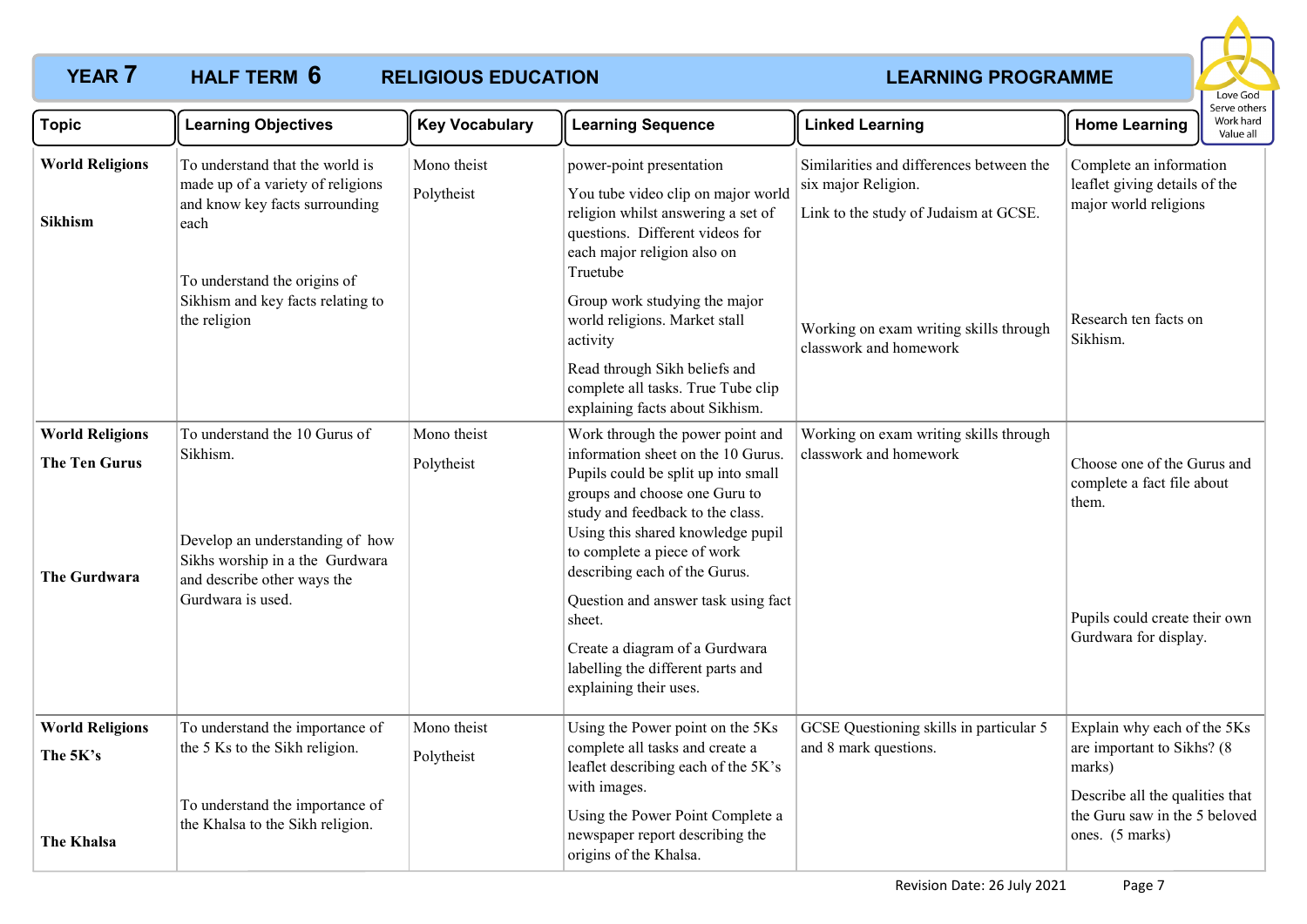# YEAR 7 HALF TERM 6 RELIGIOUS EDUCATION LEARNING PROGRAMME

Love God
Serve others
Work hard
Value all

| Topic | Learning Objectives | Key Vocabulary | Learning Sequence | Linked Learning | Home Learning |
|---|---|---|---|---|---|
| **World Religions**<br><br>**Sikhism** | To understand that the world is made up of a variety of religions and know key facts surrounding each<br><br>To understand the origins of Sikhism and key facts relating to the religion | Mono theist<br><br>Polytheist | power-point presentation<br><br>You tube video clip on major world religion whilst answering a set of questions. Different videos for each major religion also on Truetube<br><br>Group work studying the major world religions. Market stall activity<br><br>Read through Sikh beliefs and complete all tasks. True Tube clip explaining facts about Sikhism. | Similarities and differences between the six major Religion.<br><br>Link to the study of Judaism at GCSE.<br><br>Working on exam writing skills through classwork and homework | Complete an information leaflet giving details of the major world religions<br><br>Research ten facts on Sikhism. |
| **World Religions**<br><br>**The Ten Gurus**<br><br>**The Gurdwara** | To understand the 10 Gurus of Sikhism.<br><br>Develop an understanding of how Sikhs worship in a the Gurdwara and describe other ways the Gurdwara is used. | Mono theist<br><br>Polytheist | Work through the power point and information sheet on the 10 Gurus. Pupils could be split up into small groups and choose one Guru to study and feedback to the class. Using this shared knowledge pupil to complete a piece of work describing each of the Gurus.<br><br>Question and answer task using fact sheet.<br><br>Create a diagram of a Gurdwara labelling the different parts and explaining their uses. | Working on exam writing skills through classwork and homework | Choose one of the Gurus and complete a fact file about them.<br><br>Pupils could create their own Gurdwara for display. |
| **World Religions**<br><br>**The 5K's**<br><br>**The Khalsa** | To understand the importance of the 5 Ks to the Sikh religion.<br><br>To understand the importance of the Khalsa to the Sikh religion. | Mono theist<br><br>Polytheist | Using the Power point on the 5Ks complete all tasks and create a leaflet describing each of the 5K's with images.<br><br>Using the Power Point Complete a newspaper report describing the origins of the Khalsa. | GCSE Questioning skills in particular 5 and 8 mark questions. | Explain why each of the 5Ks are important to Sikhs? (8 marks)<br><br>Describe all the qualities that the Guru saw in the 5 beloved ones. (5 marks) |

Revision Date: 26 July 2021